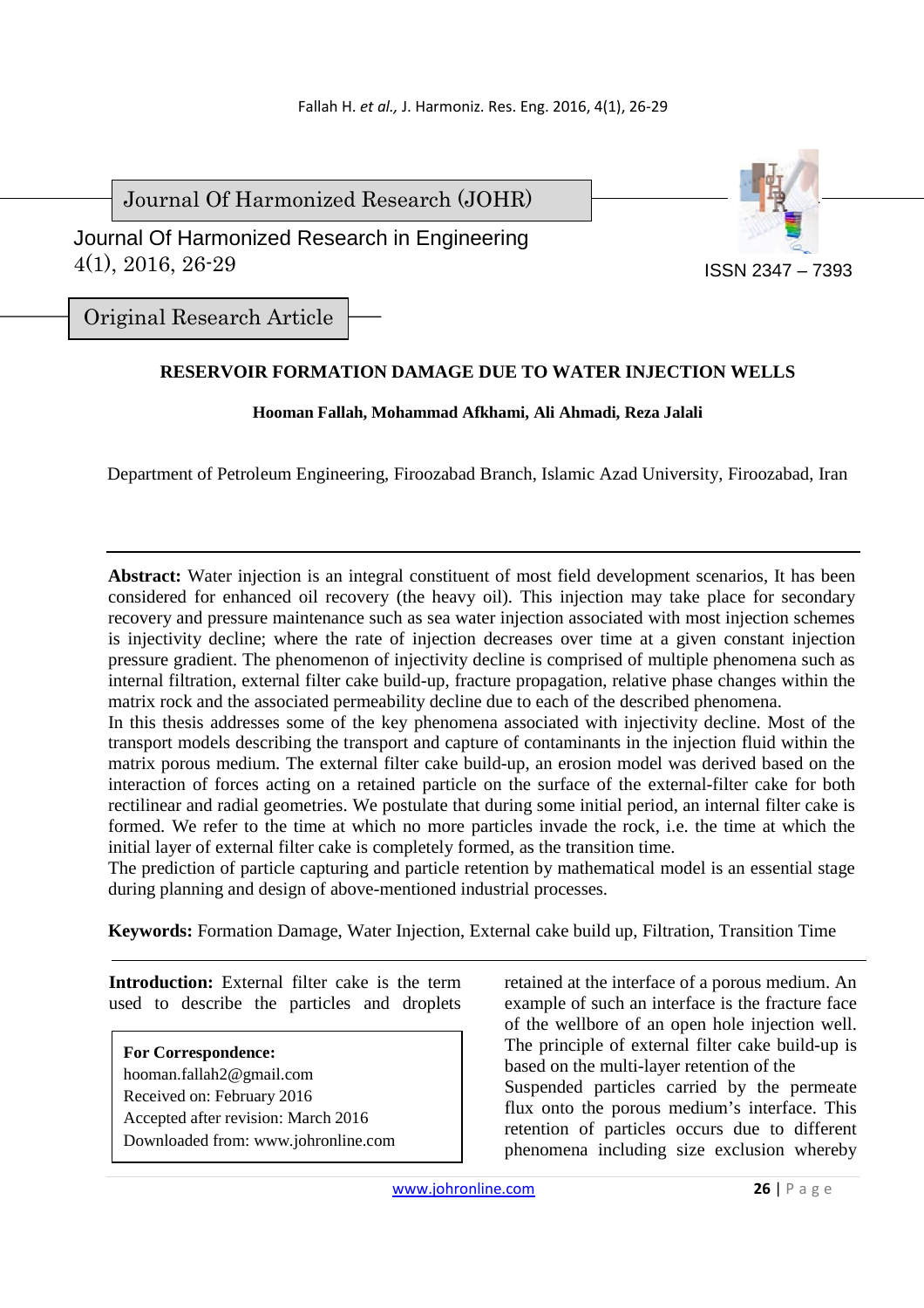Journal Of Harmonized Research (JOHR)

Journal Of Harmonized Research in Engineering
4(1), 2016, 26-29

ISSN 2347 – 7393

Original Research Article

# RESERVOIR FORMATION DAMAGE DUE TO WATER INJECTION WELLS

**Hooman Fallah, Mohammad Afkhami, Ali Ahmadi, Reza Jalali**

Department of Petroleum Engineering, Firoozabad Branch, Islamic Azad University, Firoozabad, Iran

**Abstract:** Water injection is an integral constituent of most field development scenarios, It has been considered for enhanced oil recovery (the heavy oil). This injection may take place for secondary recovery and pressure maintenance such as sea water injection associated with most injection schemes is injectivity decline; where the rate of injection decreases over time at a given constant injection pressure gradient. The phenomenon of injectivity decline is comprised of multiple phenomena such as internal filtration, external filter cake build-up, fracture propagation, relative phase changes within the matrix rock and the associated permeability decline due to each of the described phenomena.

In this thesis addresses some of the key phenomena associated with injectivity decline. Most of the transport models describing the transport and capture of contaminants in the injection fluid within the matrix porous medium. The external filter cake build-up, an erosion model was derived based on the interaction of forces acting on a retained particle on the surface of the external-filter cake for both rectilinear and radial geometries. We postulate that during some initial period, an internal filter cake is formed. We refer to the time at which no more particles invade the rock, i.e. the time at which the initial layer of external filter cake is completely formed, as the transition time.

The prediction of particle capturing and particle retention by mathematical model is an essential stage during planning and design of above-mentioned industrial processes.

**Keywords:** Formation Damage, Water Injection, External cake build up, Filtration, Transition Time

**Introduction:** External filter cake is the term used to describe the particles and droplets retained at the interface of a porous medium. An example of such an interface is the fracture face of the wellbore of an open hole injection well. The principle of external filter cake build-up is based on the multi-layer retention of the Suspended particles carried by the permeate flux onto the porous medium's interface. This retention of particles occurs due to different phenomena including size exclusion whereby

**For Correspondence:**
hooman.fallah2@gmail.com
Received on: February 2016
Accepted after revision: March 2016
Downloaded from: www.johronline.com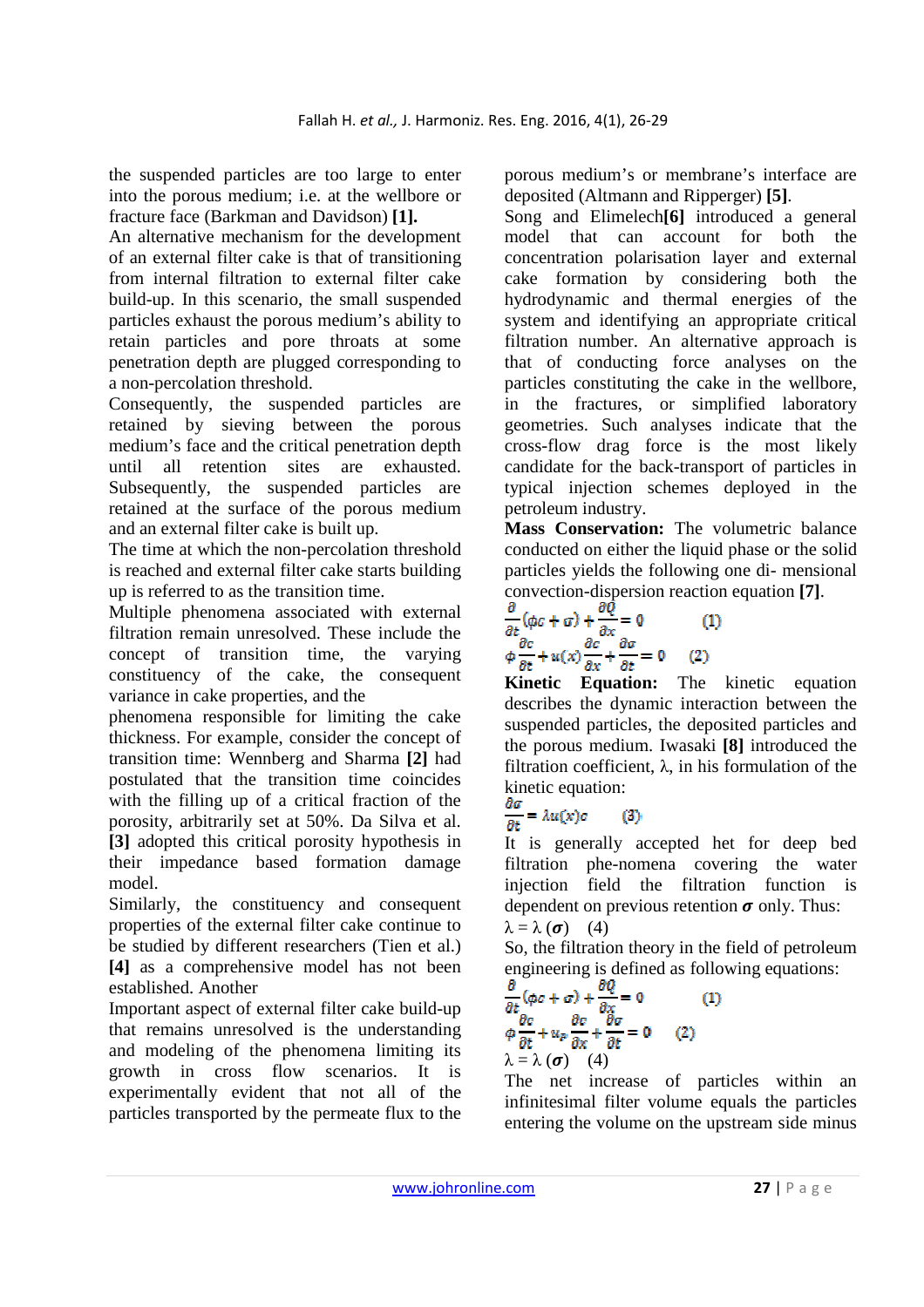the suspended particles are too large to enter into the porous medium; i.e. at the wellbore or fracture face (Barkman and Davidson) **[1].**

An alternative mechanism for the development of an external filter cake is that of transitioning from internal filtration to external filter cake build-up. In this scenario, the small suspended particles exhaust the porous medium's ability to retain particles and pore throats at some penetration depth are plugged corresponding to a non-percolation threshold.

Consequently, the suspended particles are retained by sieving between the porous medium's face and the critical penetration depth until all retention sites are exhausted. Subsequently, the suspended particles are retained at the surface of the porous medium and an external filter cake is built up.

The time at which the non-percolation threshold is reached and external filter cake starts building up is referred to as the transition time.

Multiple phenomena associated with external filtration remain unresolved. These include the concept of transition time, the varying constituency of the cake, the consequent variance in cake properties, and the phenomena responsible for limiting the cake thickness. For example, consider the concept of transition time: Wennberg and Sharma **[2]** had postulated that the transition time coincides with the filling up of a critical fraction of the porosity, arbitrarily set at 50%. Da Silva et al. **[3]** adopted this critical porosity hypothesis in their impedance based formation damage model.

Similarly, the constituency and consequent properties of the external filter cake continue to be studied by different researchers (Tien et al.) **[4]** as a comprehensive model has not been established. Another Important aspect of external filter cake build-up that remains unresolved is the understanding and modeling of the phenomena limiting its growth in cross flow scenarios. It is experimentally evident that not all of the particles transported by the permeate flux to the porous medium's or membrane's interface are deposited (Altmann and Ripperger) **[5]**.

Song and Elimelech**[6]** introduced a general model that can account for both the concentration polarisation layer and external cake formation by considering both the hydrodynamic and thermal energies of the system and identifying an appropriate critical filtration number. An alternative approach is that of conducting force analyses on the particles constituting the cake in the wellbore, in the fractures, or simplified laboratory geometries. Such analyses indicate that the cross-flow drag force is the most likely candidate for the back-transport of particles in typical injection schemes deployed in the petroleum industry.

**Mass Conservation:** The volumetric balance conducted on either the liquid phase or the solid particles yields the following one di- mensional convection-dispersion reaction equation **[7]**.

$$\frac{\partial}{\partial t}(\phi c+\sigma)+\frac{\partial Q}{\partial x}=0 \qquad (1)$$

$$\phi\frac{\partial c}{\partial t}+u(x)\frac{\partial c}{\partial x}+\frac{\partial \sigma}{\partial t}=0 \qquad (2)$$

**Kinetic Equation:** The kinetic equation describes the dynamic interaction between the suspended particles, the deposited particles and the porous medium. Iwasaki **[8]** introduced the filtration coefficient, λ, in his formulation of the kinetic equation:

$$\frac{\partial \sigma}{\partial t}=\lambda u(x)c \qquad (3)$$

It is generally accepted het for deep bed filtration phe-nomena covering the water injection field the filtration function is dependent on previous retention $\boldsymbol{\sigma}$ only. Thus:

$$\lambda=\lambda(\boldsymbol{\sigma}) \qquad (4)$$

So, the filtration theory in the field of petroleum engineering is defined as following equations:

$$\frac{\partial}{\partial t}(\phi c+\sigma)+\frac{\partial Q}{\partial x}=0 \qquad (1)$$

$$\phi\frac{\partial c}{\partial t}+u_p\frac{\partial c}{\partial x}+\frac{\partial \sigma}{\partial t}=0 \qquad (2)$$

$$\lambda=\lambda(\boldsymbol{\sigma}) \qquad (4)$$

The net increase of particles within an infinitesimal filter volume equals the particles entering the volume on the upstream side minus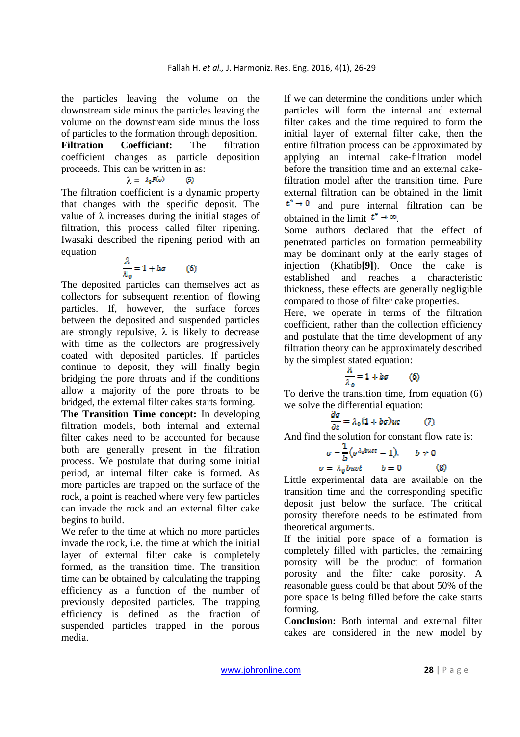the particles leaving the volume on the downstream side minus the particles leaving the volume on the downstream side minus the loss of particles to the formation through deposition.

**Filtration Coefficiant:** The filtration coefficient changes as particle deposition proceeds. This can be written in as:

$$\lambda = \lambda_0 F(\sigma) \qquad (5)$$

The filtration coefficient is a dynamic property that changes with the specific deposit. The value of λ increases during the initial stages of filtration, this process called filter ripening. Iwasaki described the ripening period with an equation

$$\frac{\lambda}{\lambda_0} = 1 + b\sigma \qquad (6)$$

The deposited particles can themselves act as collectors for subsequent retention of flowing particles. If, however, the surface forces between the deposited and suspended particles are strongly repulsive, λ is likely to decrease with time as the collectors are progressively coated with deposited particles. If particles continue to deposit, they will finally begin bridging the pore throats and if the conditions allow a majority of the pore throats to be bridged, the external filter cakes starts forming.

**The Transition Time concept:** In developing filtration models, both internal and external filter cakes need to be accounted for because both are generally present in the filtration process. We postulate that during some initial period, an internal filter cake is formed. As more particles are trapped on the surface of the rock, a point is reached where very few particles can invade the rock and an external filter cake begins to build.

We refer to the time at which no more particles invade the rock, i.e. the time at which the initial layer of external filter cake is completely formed, as the transition time. The transition time can be obtained by calculating the trapping efficiency as a function of the number of previously deposited particles. The trapping efficiency is defined as the fraction of suspended particles trapped in the porous media.

If we can determine the conditions under which particles will form the internal and external filter cakes and the time required to form the initial layer of external filter cake, then the entire filtration process can be approximated by applying an internal cake-filtration model before the transition time and an external cake-filtration model after the transition time. Pure external filtration can be obtained in the limit $t^* \to 0$ and pure internal filtration can be obtained in the limit $t^* \to \infty$.

Some authors declared that the effect of penetrated particles on formation permeability may be dominant only at the early stages of injection (Khatib**[9]**). Once the cake is established and reaches a characteristic thickness, these effects are generally negligible compared to those of filter cake properties.

Here, we operate in terms of the filtration coefficient, rather than the collection efficiency and postulate that the time development of any filtration theory can be approximately described by the simplest stated equation:

$$\frac{\lambda}{\lambda_0} = 1 + b\sigma \qquad (6)$$

To derive the transition time, from equation (6) we solve the differential equation:

$$\frac{\partial \sigma}{\partial t} = \lambda_0 (1 + b\sigma) uc \qquad (7)$$

And find the solution for constant flow rate is:

$$\sigma = \frac{1}{b}\left(e^{\lambda_0 buct} - 1\right), \qquad b \neq 0$$

$$\sigma = \lambda_0 buct \qquad b = 0 \qquad (8)$$

Little experimental data are available on the transition time and the corresponding specific deposit just below the surface. The critical porosity therefore needs to be estimated from theoretical arguments.

If the initial pore space of a formation is completly filled with particles, the remaining porosity will be the product of formation porosity and the filter cake porosity. A reasonable guess could be that about 50% of the pore space is being filled before the cake starts forming.

**Conclusion:** Both internal and external filter cakes are considered in the new model by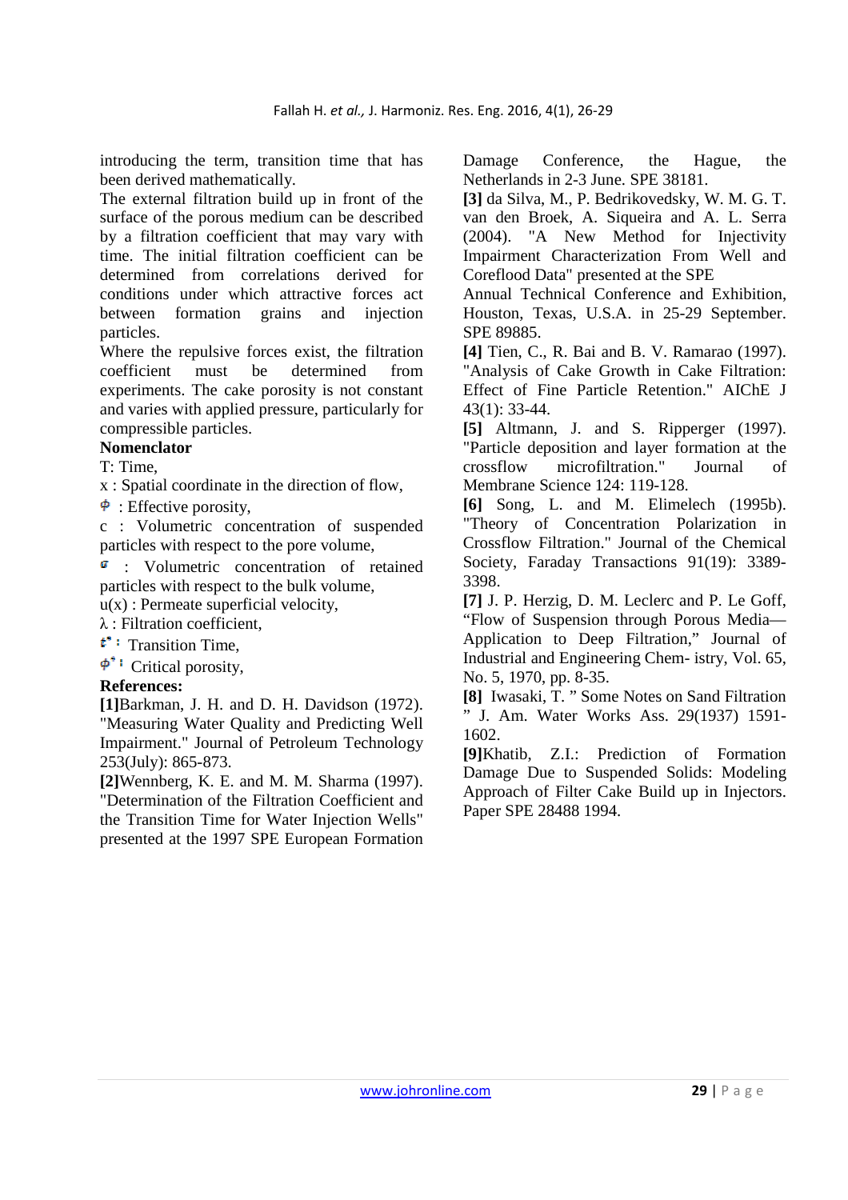introducing the term, transition time that has been derived mathematically.

The external filtration build up in front of the surface of the porous medium can be described by a filtration coefficient that may vary with time. The initial filtration coefficient can be determined from correlations derived for conditions under which attractive forces act between formation grains and injection particles.

Where the repulsive forces exist, the filtration coefficient must be determined from experiments. The cake porosity is not constant and varies with applied pressure, particularly for compressible particles.

**Nomenclator**

T: Time,

x : Spatial coordinate in the direction of flow,

$\phi$ : Effective porosity,

c : Volumetric concentration of suspended particles with respect to the pore volume,

$\sigma$ : Volumetric concentration of retained particles with respect to the bulk volume,

u(x) : Permeate superficial velocity,

$\lambda$ : Filtration coefficient,

$t^*$ : Transition Time,

$\phi^*$ : Critical porosity,

**References:**

**[1]**Barkman, J. H. and D. H. Davidson (1972). "Measuring Water Quality and Predicting Well Impairment." Journal of Petroleum Technology 253(July): 865-873.

**[2]**Wennberg, K. E. and M. M. Sharma (1997). "Determination of the Filtration Coefficient and the Transition Time for Water Injection Wells" presented at the 1997 SPE European Formation Damage Conference, the Hague, the Netherlands in 2-3 June. SPE 38181.

**[3]** da Silva, M., P. Bedrikovedsky, W. M. G. T. van den Broek, A. Siqueira and A. L. Serra (2004). "A New Method for Injectivity Impairment Characterization From Well and Coreflood Data" presented at the SPE Annual Technical Conference and Exhibition, Houston, Texas, U.S.A. in 25-29 September. SPE 89885.

**[4]** Tien, C., R. Bai and B. V. Ramarao (1997). "Analysis of Cake Growth in Cake Filtration: Effect of Fine Particle Retention." AIChE J 43(1): 33-44.

**[5]** Altmann, J. and S. Ripperger (1997). "Particle deposition and layer formation at the crossflow microfiltration." Journal of Membrane Science 124: 119-128.

**[6]** Song, L. and M. Elimelech (1995b). "Theory of Concentration Polarization in Crossflow Filtration." Journal of the Chemical Society, Faraday Transactions 91(19): 3389-3398.

**[7]** J. P. Herzig, D. M. Leclerc and P. Le Goff, "Flow of Suspension through Porous Media—Application to Deep Filtration," Journal of Industrial and Engineering Chem- istry, Vol. 65, No. 5, 1970, pp. 8-35.

**[8]** Iwasaki, T. " Some Notes on Sand Filtration " J. Am. Water Works Ass. 29(1937) 1591-1602.

**[9]**Khatib, Z.I.: Prediction of Formation Damage Due to Suspended Solids: Modeling Approach of Filter Cake Build up in Injectors. Paper SPE 28488 1994.